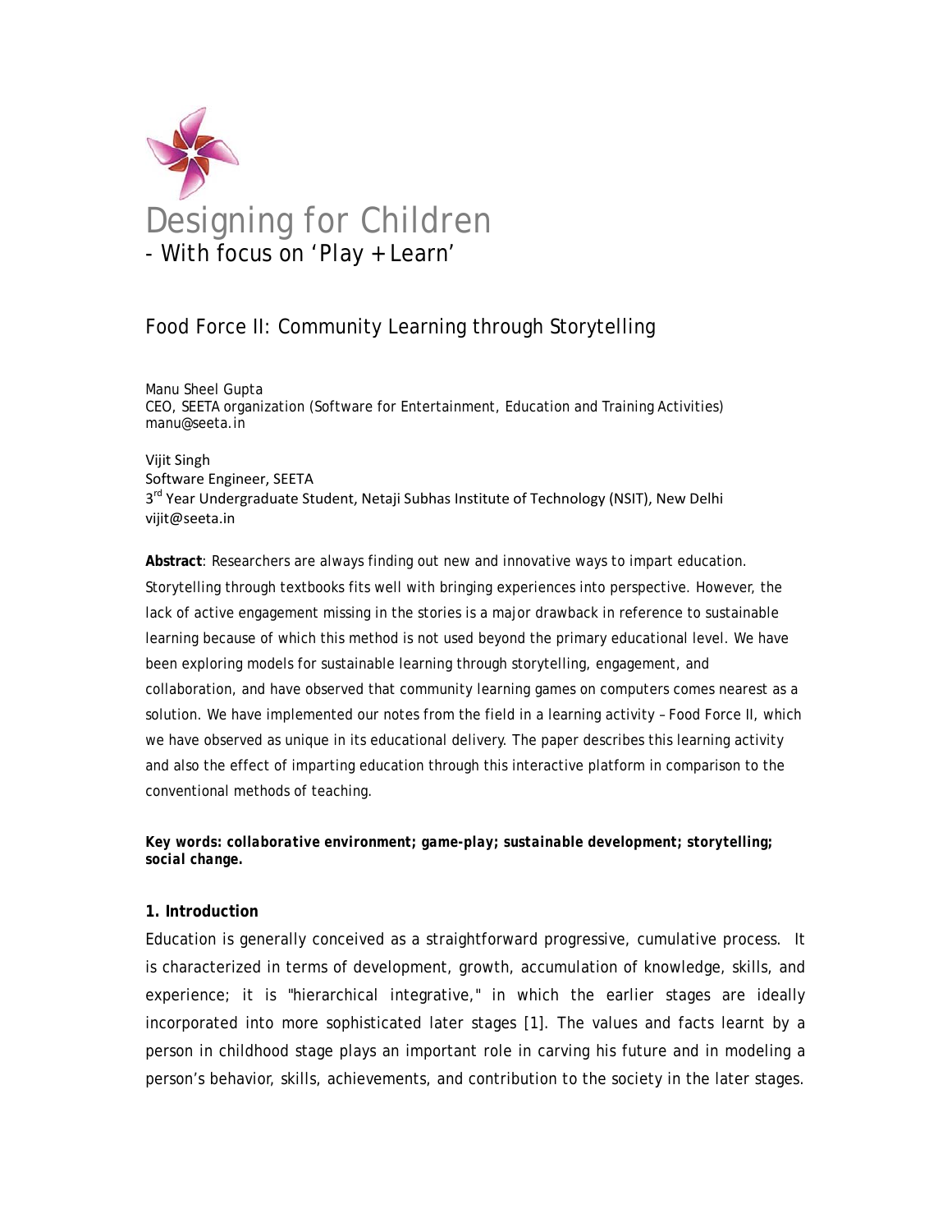# Designing for Children

- With focus on 'Play + Learn'

## Food Force II: Community Learning through Storytelling

Manu Sheel Gupta
CEO, SEETA organization (Software for Entertainment, Education and Training Activities)
manu@seeta.in

Vijit Singh
Software Engineer, SEETA
3rd Year Undergraduate Student, Netaji Subhas Institute of Technology (NSIT), New Delhi
vijit@seeta.in

**Abstract**: Researchers are always finding out new and innovative ways to impart education. Storytelling through textbooks fits well with bringing experiences into perspective. However, the lack of active engagement missing in the stories is a major drawback in reference to sustainable learning because of which this method is not used beyond the primary educational level. We have been exploring models for sustainable learning through storytelling, engagement, and collaboration, and have observed that community learning games on computers comes nearest as a solution. We have implemented our notes from the field in a learning activity – Food Force II, which we have observed as unique in its educational delivery. The paper describes this learning activity and also the effect of imparting education through this interactive platform in comparison to the conventional methods of teaching.

***Key words: collaborative environment; game-play; sustainable development; storytelling; social change.***

### 1. Introduction

Education is generally conceived as a straightforward progressive, cumulative process. It is characterized in terms of development, growth, accumulation of knowledge, skills, and experience; it is "hierarchical integrative," in which the earlier stages are ideally incorporated into more sophisticated later stages [1]. The values and facts learnt by a person in childhood stage plays an important role in carving his future and in modeling a person's behavior, skills, achievements, and contribution to the society in the later stages.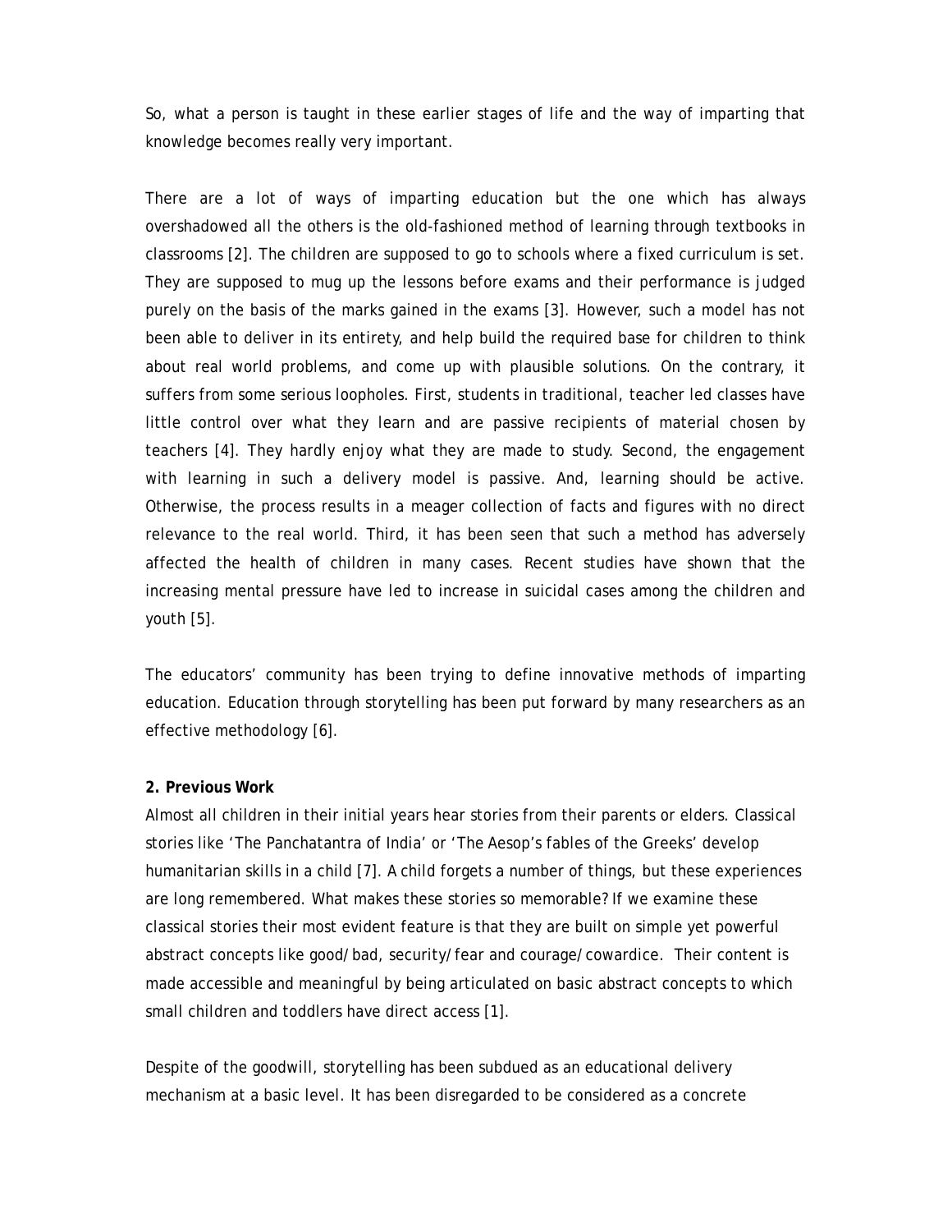So, what a person is taught in these earlier stages of life and the way of imparting that knowledge becomes really very important.

There are a lot of ways of imparting education but the one which has always overshadowed all the others is the old-fashioned method of learning through textbooks in classrooms [2]. The children are supposed to go to schools where a fixed curriculum is set. They are supposed to mug up the lessons before exams and their performance is judged purely on the basis of the marks gained in the exams [3]. However, such a model has not been able to deliver in its entirety, and help build the required base for children to think about real world problems, and come up with plausible solutions. On the contrary, it suffers from some serious loopholes. First, students in traditional, teacher led classes have little control over what they learn and are passive recipients of material chosen by teachers [4]. They hardly enjoy what they are made to study. Second, the engagement with learning in such a delivery model is passive. And, learning should be active. Otherwise, the process results in a meager collection of facts and figures with no direct relevance to the real world. Third, it has been seen that such a method has adversely affected the health of children in many cases. Recent studies have shown that the increasing mental pressure have led to increase in suicidal cases among the children and youth [5].

The educators' community has been trying to define innovative methods of imparting education. Education through storytelling has been put forward by many researchers as an effective methodology [6].

## 2. Previous Work

Almost all children in their initial years hear stories from their parents or elders. Classical stories like 'The Panchatantra of India' or 'The Aesop's fables of the Greeks' develop humanitarian skills in a child [7]. A child forgets a number of things, but these experiences are long remembered. What makes these stories so memorable? If we examine these classical stories their most evident feature is that they are built on simple yet powerful abstract concepts like good/bad, security/fear and courage/cowardice. Their content is made accessible and meaningful by being articulated on basic abstract concepts to which small children and toddlers have direct access [1].

Despite of the goodwill, storytelling has been subdued as an educational delivery mechanism at a basic level. It has been disregarded to be considered as a concrete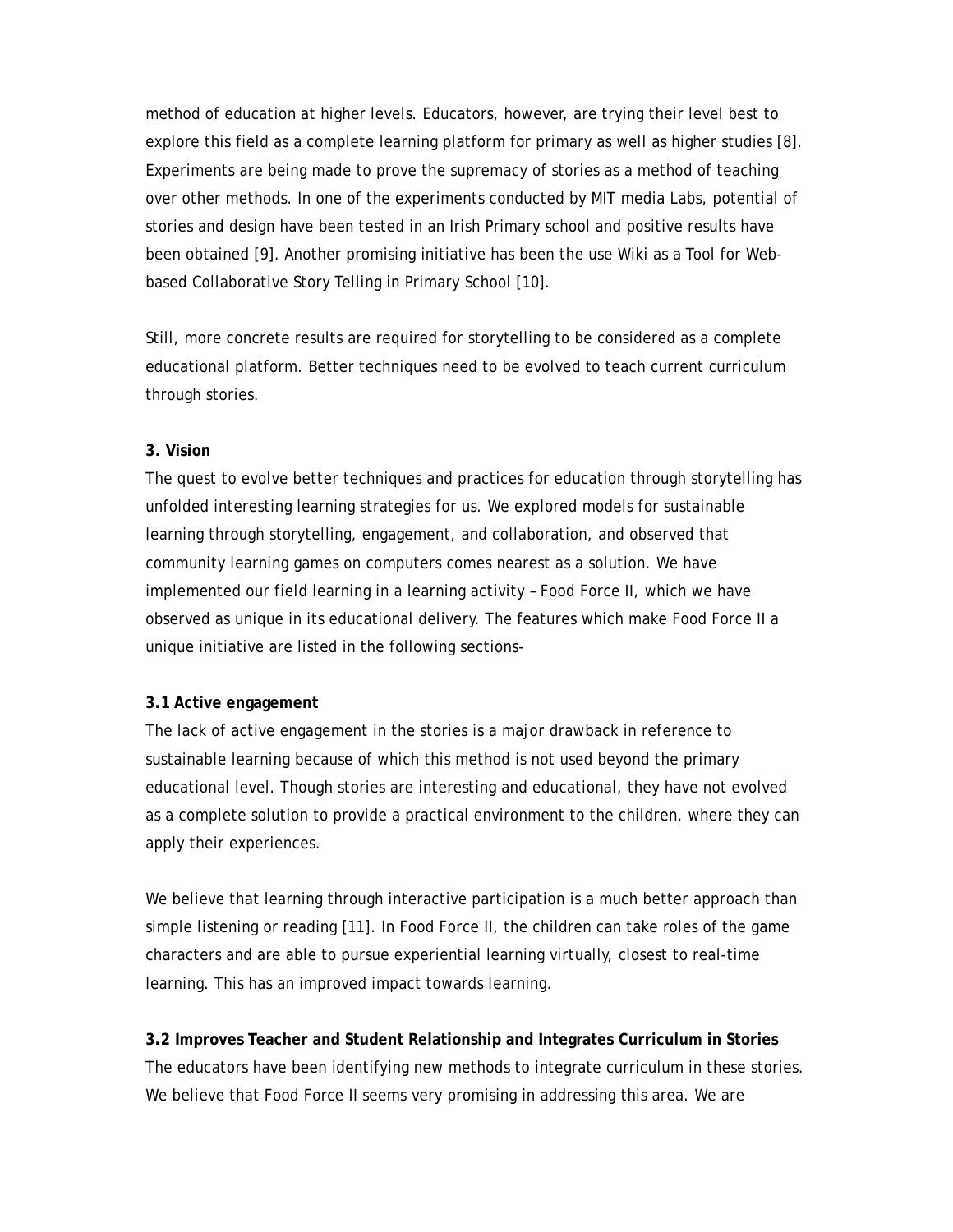method of education at higher levels. Educators, however, are trying their level best to explore this field as a complete learning platform for primary as well as higher studies [8]. Experiments are being made to prove the supremacy of stories as a method of teaching over other methods. In one of the experiments conducted by MIT media Labs, potential of stories and design have been tested in an Irish Primary school and positive results have been obtained [9]. Another promising initiative has been the use Wiki as a Tool for Web-based Collaborative Story Telling in Primary School [10].

Still, more concrete results are required for storytelling to be considered as a complete educational platform. Better techniques need to be evolved to teach current curriculum through stories.

## 3. Vision

The quest to evolve better techniques and practices for education through storytelling has unfolded interesting learning strategies for us. We explored models for sustainable learning through storytelling, engagement, and collaboration, and observed that community learning games on computers comes nearest as a solution. We have implemented our field learning in a learning activity – Food Force II, which we have observed as unique in its educational delivery. The features which make Food Force II a unique initiative are listed in the following sections-

### 3.1 Active engagement

The lack of active engagement in the stories is a major drawback in reference to sustainable learning because of which this method is not used beyond the primary educational level. Though stories are interesting and educational, they have not evolved as a complete solution to provide a practical environment to the children, where they can apply their experiences.

We believe that learning through interactive participation is a much better approach than simple listening or reading [11]. In Food Force II, the children can take roles of the game characters and are able to pursue experiential learning virtually, closest to real-time learning. This has an improved impact towards learning.

### 3.2 Improves Teacher and Student Relationship and Integrates Curriculum in Stories

The educators have been identifying new methods to integrate curriculum in these stories. We believe that Food Force II seems very promising in addressing this area. We are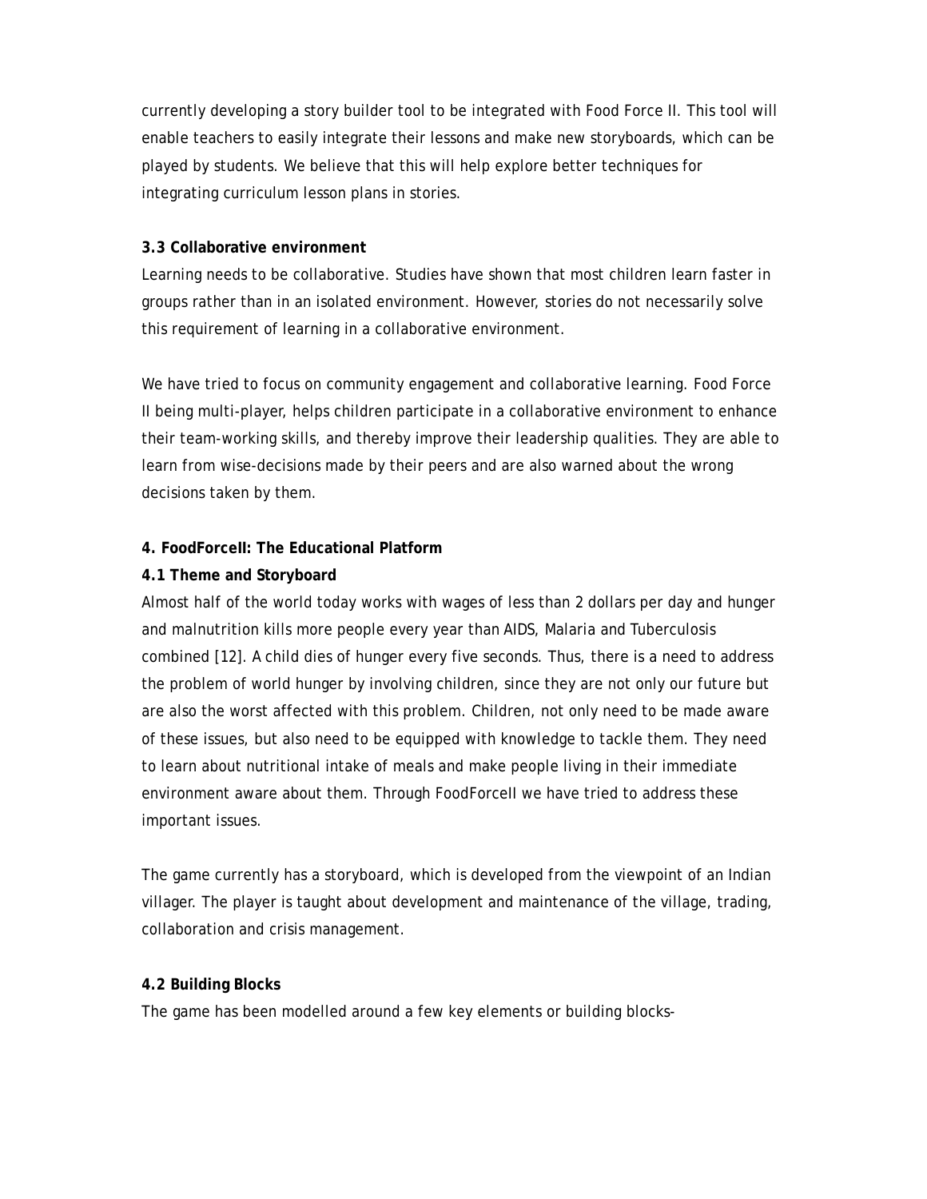currently developing a story builder tool to be integrated with Food Force II. This tool will enable teachers to easily integrate their lessons and make new storyboards, which can be played by students. We believe that this will help explore better techniques for integrating curriculum lesson plans in stories.

### 3.3 Collaborative environment

Learning needs to be collaborative. Studies have shown that most children learn faster in groups rather than in an isolated environment. However, stories do not necessarily solve this requirement of learning in a collaborative environment.

We have tried to focus on community engagement and collaborative learning. Food Force II being multi-player, helps children participate in a collaborative environment to enhance their team-working skills, and thereby improve their leadership qualities. They are able to learn from wise-decisions made by their peers and are also warned about the wrong decisions taken by them.

## 4. FoodForceII: The Educational Platform

### 4.1 Theme and Storyboard

Almost half of the world today works with wages of less than 2 dollars per day and hunger and malnutrition kills more people every year than AIDS, Malaria and Tuberculosis combined [12]. A child dies of hunger every five seconds. Thus, there is a need to address the problem of world hunger by involving children, since they are not only our future but are also the worst affected with this problem. Children, not only need to be made aware of these issues, but also need to be equipped with knowledge to tackle them. They need to learn about nutritional intake of meals and make people living in their immediate environment aware about them. Through FoodForceII we have tried to address these important issues.

The game currently has a storyboard, which is developed from the viewpoint of an Indian villager. The player is taught about development and maintenance of the village, trading, collaboration and crisis management.

### 4.2 Building Blocks

The game has been modelled around a few key elements or building blocks-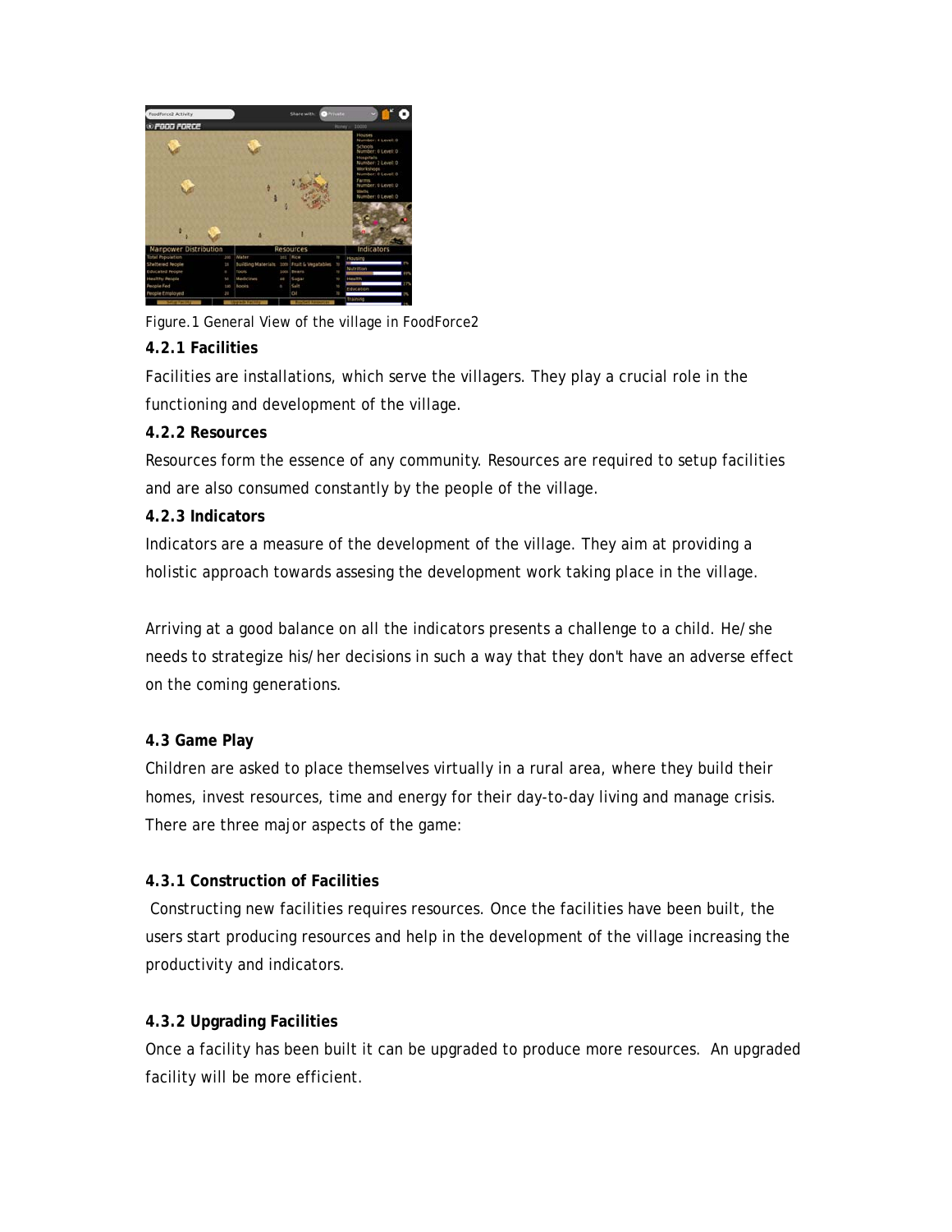Figure.1 General View of the village in FoodForce2

### 4.2.1 Facilities

Facilities are installations, which serve the villagers. They play a crucial role in the functioning and development of the village.

### 4.2.2 Resources

Resources form the essence of any community. Resources are required to setup facilities and are also consumed constantly by the people of the village.

### 4.2.3 Indicators

Indicators are a measure of the development of the village. They aim at providing a holistic approach towards assesing the development work taking place in the village.

Arriving at a good balance on all the indicators presents a challenge to a child. He/she needs to strategize his/her decisions in such a way that they don't have an adverse effect on the coming generations.

## 4.3 Game Play

Children are asked to place themselves virtually in a rural area, where they build their homes, invest resources, time and energy for their day-to-day living and manage crisis. There are three major aspects of the game:

### 4.3.1 Construction of Facilities

Constructing new facilities requires resources. Once the facilities have been built, the users start producing resources and help in the development of the village increasing the productivity and indicators.

### 4.3.2 Upgrading Facilities

Once a facility has been built it can be upgraded to produce more resources. An upgraded facility will be more efficient.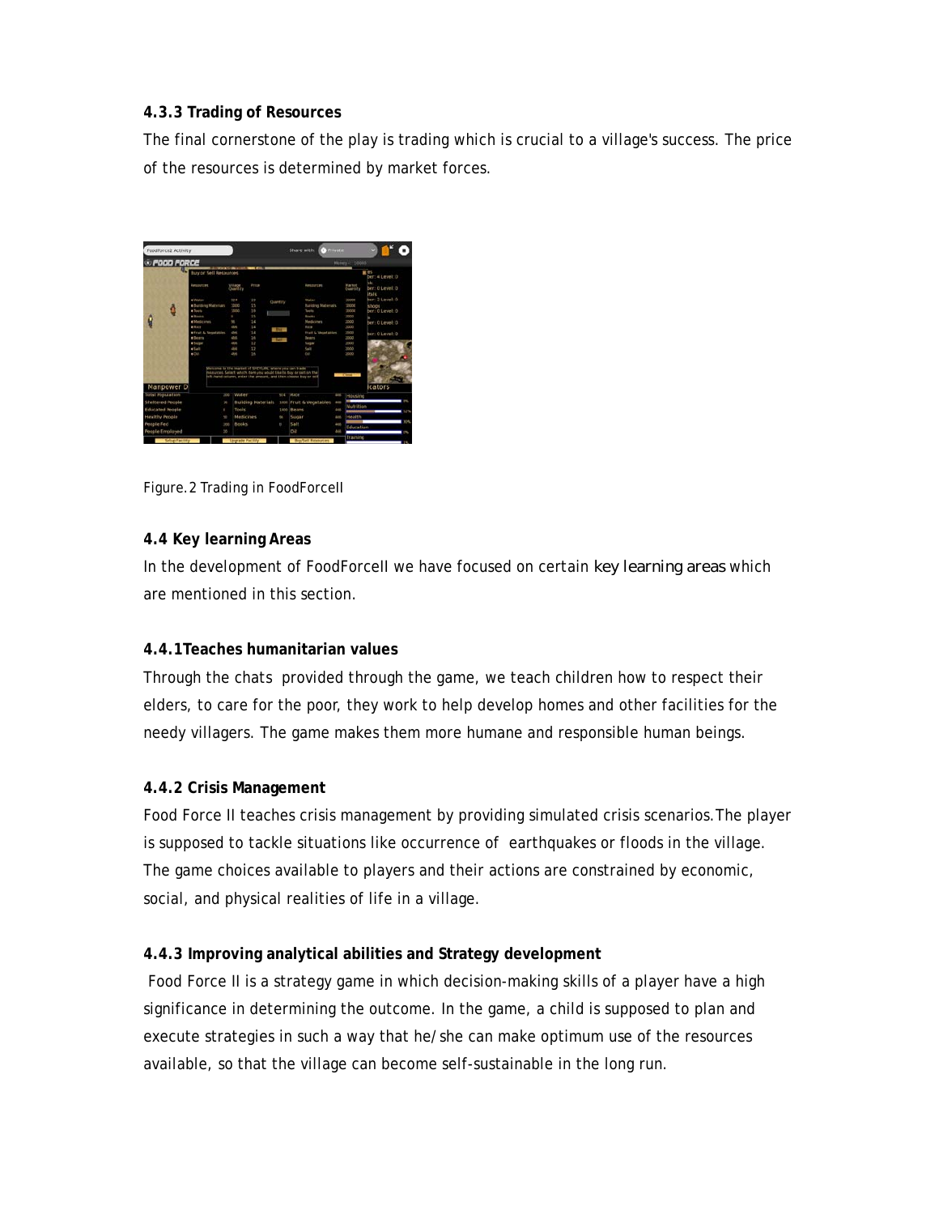#### 4.3.3 Trading of Resources

The final cornerstone of the play is trading which is crucial to a village's success. The price of the resources is determined by market forces.

Figure. 2 Trading in FoodForceII

### 4.4 Key learning Areas

In the development of FoodForceII we have focused on certain key learning areas which are mentioned in this section.

#### 4.4.1Teaches humanitarian values

Through the chats provided through the game, we teach children how to respect their elders, to care for the poor, they work to help develop homes and other facilities for the needy villagers. The game makes them more humane and responsible human beings.

#### 4.4.2 Crisis Management

Food Force II teaches crisis management by providing simulated crisis scenarios.The player is supposed to tackle situations like occurrence of earthquakes or floods in the village. The game choices available to players and their actions are constrained by economic, social, and physical realities of life in a village.

#### 4.4.3 Improving analytical abilities and Strategy development

Food Force II is a strategy game in which decision-making skills of a player have a high significance in determining the outcome. In the game, a child is supposed to plan and execute strategies in such a way that he/she can make optimum use of the resources available, so that the village can become self-sustainable in the long run.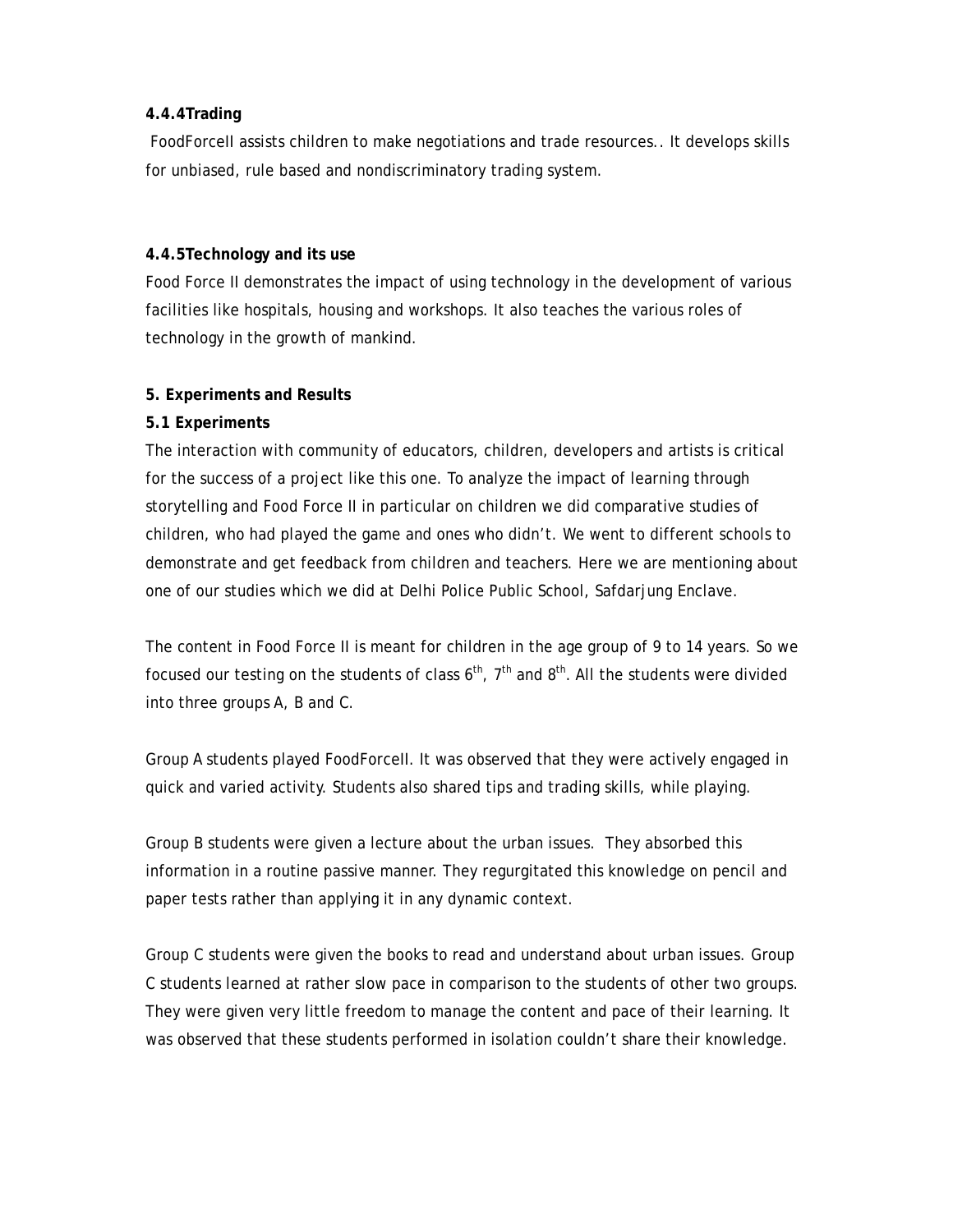#### 4.4.4Trading

FoodForceII assists children to make negotiations and trade resources.. It develops skills for unbiased, rule based and nondiscriminatory trading system.

#### 4.4.5Technology and its use

Food Force II demonstrates the impact of using technology in the development of various facilities like hospitals, housing and workshops. It also teaches the various roles of technology in the growth of mankind.

## 5. Experiments and Results

### 5.1 Experiments

The interaction with community of educators, children, developers and artists is critical for the success of a project like this one. To analyze the impact of learning through storytelling and Food Force II in particular on children we did comparative studies of children, who had played the game and ones who didn't. We went to different schools to demonstrate and get feedback from children and teachers. Here we are mentioning about one of our studies which we did at Delhi Police Public School, Safdarjung Enclave.

The content in Food Force II is meant for children in the age group of 9 to 14 years. So we focused our testing on the students of class 6th, 7th and 8th. All the students were divided into three groups A, B and C.

Group A students played FoodForceII. It was observed that they were actively engaged in quick and varied activity. Students also shared tips and trading skills, while playing.

Group B students were given a lecture about the urban issues. They absorbed this information in a routine passive manner. They regurgitated this knowledge on pencil and paper tests rather than applying it in any dynamic context.

Group C students were given the books to read and understand about urban issues. Group C students learned at rather slow pace in comparison to the students of other two groups. They were given very little freedom to manage the content and pace of their learning. It was observed that these students performed in isolation couldn't share their knowledge.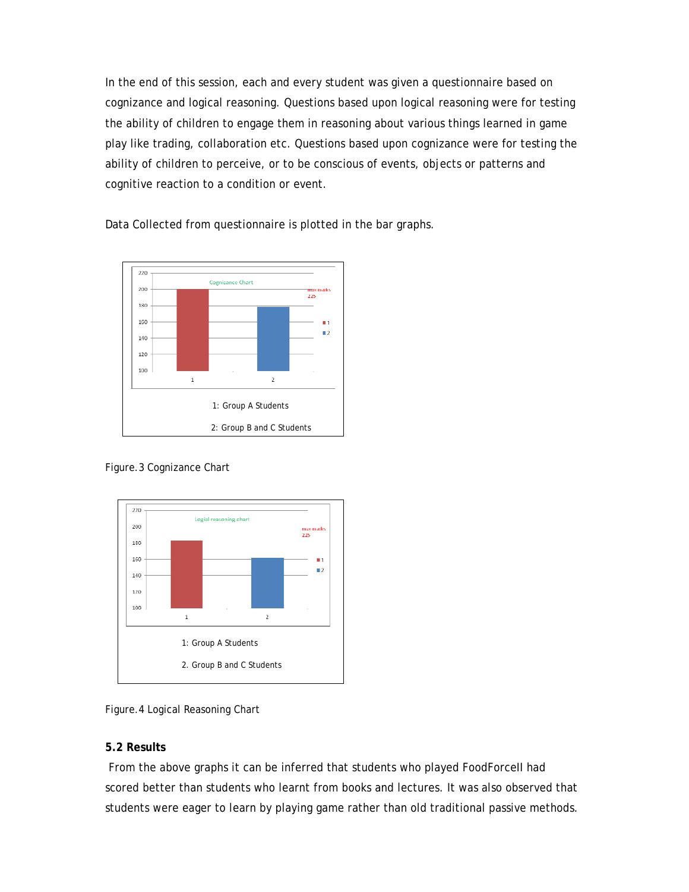In the end of this session, each and every student was given a questionnaire based on cognizance and logical reasoning. Questions based upon logical reasoning were for testing the ability of children to engage them in reasoning about various things learned in game play like trading, collaboration etc. Questions based upon cognizance were for testing the ability of children to perceive, or to be conscious of events, objects or patterns and cognitive reaction to a condition or event.

Data Collected from questionnaire is plotted in the bar graphs.

1: Group A Students

2: Group B and C Students

Figure. 3 Cognizance Chart

1: Group A Students

2. Group B and C Students

Figure. 4 Logical Reasoning Chart

### 5.2 Results

From the above graphs it can be inferred that students who played FoodForceII had scored better than students who learnt from books and lectures. It was also observed that students were eager to learn by playing game rather than old traditional passive methods.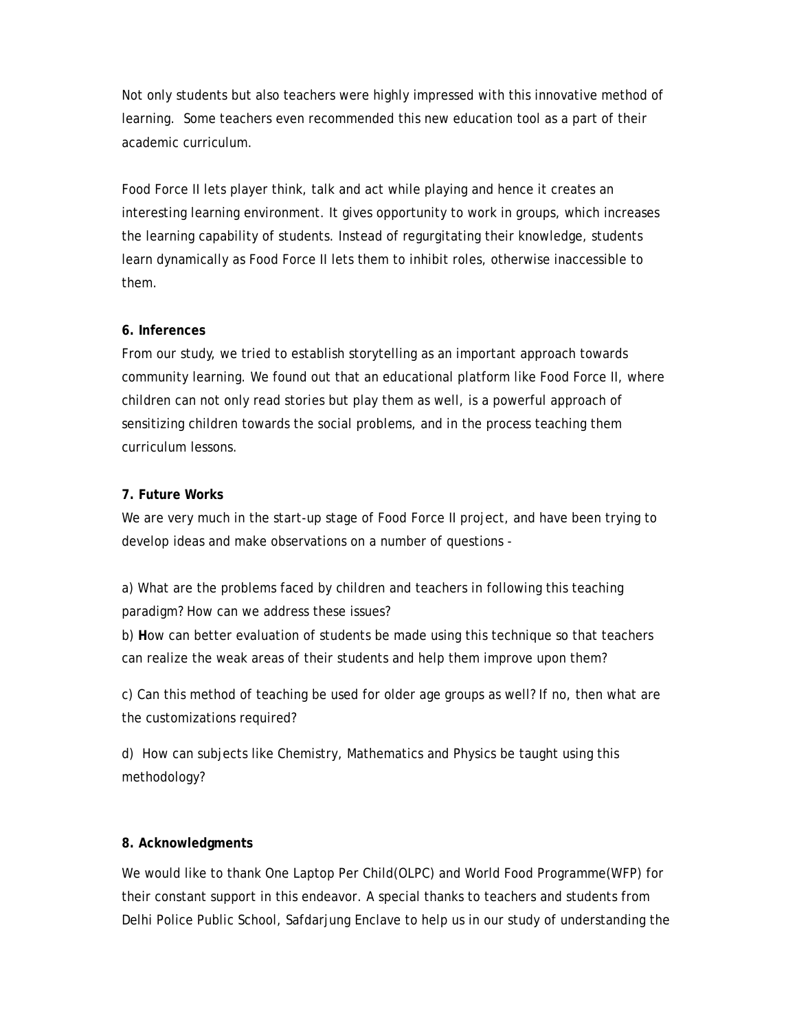Not only students but also teachers were highly impressed with this innovative method of learning. Some teachers even recommended this new education tool as a part of their academic curriculum.

Food Force II lets player think, talk and act while playing and hence it creates an interesting learning environment. It gives opportunity to work in groups, which increases the learning capability of students. Instead of regurgitating their knowledge, students learn dynamically as Food Force II lets them to inhibit roles, otherwise inaccessible to them.

**6. Inferences**

From our study, we tried to establish storytelling as an important approach towards community learning. We found out that an educational platform like Food Force II, where children can not only read stories but play them as well, is a powerful approach of sensitizing children towards the social problems, and in the process teaching them curriculum lessons.

**7. Future Works**

We are very much in the start-up stage of Food Force II project, and have been trying to develop ideas and make observations on a number of questions -

a) What are the problems faced by children and teachers in following this teaching paradigm? How can we address these issues?

b) **H**ow can better evaluation of students be made using this technique so that teachers can realize the weak areas of their students and help them improve upon them?

c) Can this method of teaching be used for older age groups as well? If no, then what are the customizations required?

d) How can subjects like Chemistry, Mathematics and Physics be taught using this methodology?

**8. Acknowledgments**

We would like to thank One Laptop Per Child(OLPC) and World Food Programme(WFP) for their constant support in this endeavor. A special thanks to teachers and students from Delhi Police Public School, Safdarjung Enclave to help us in our study of understanding the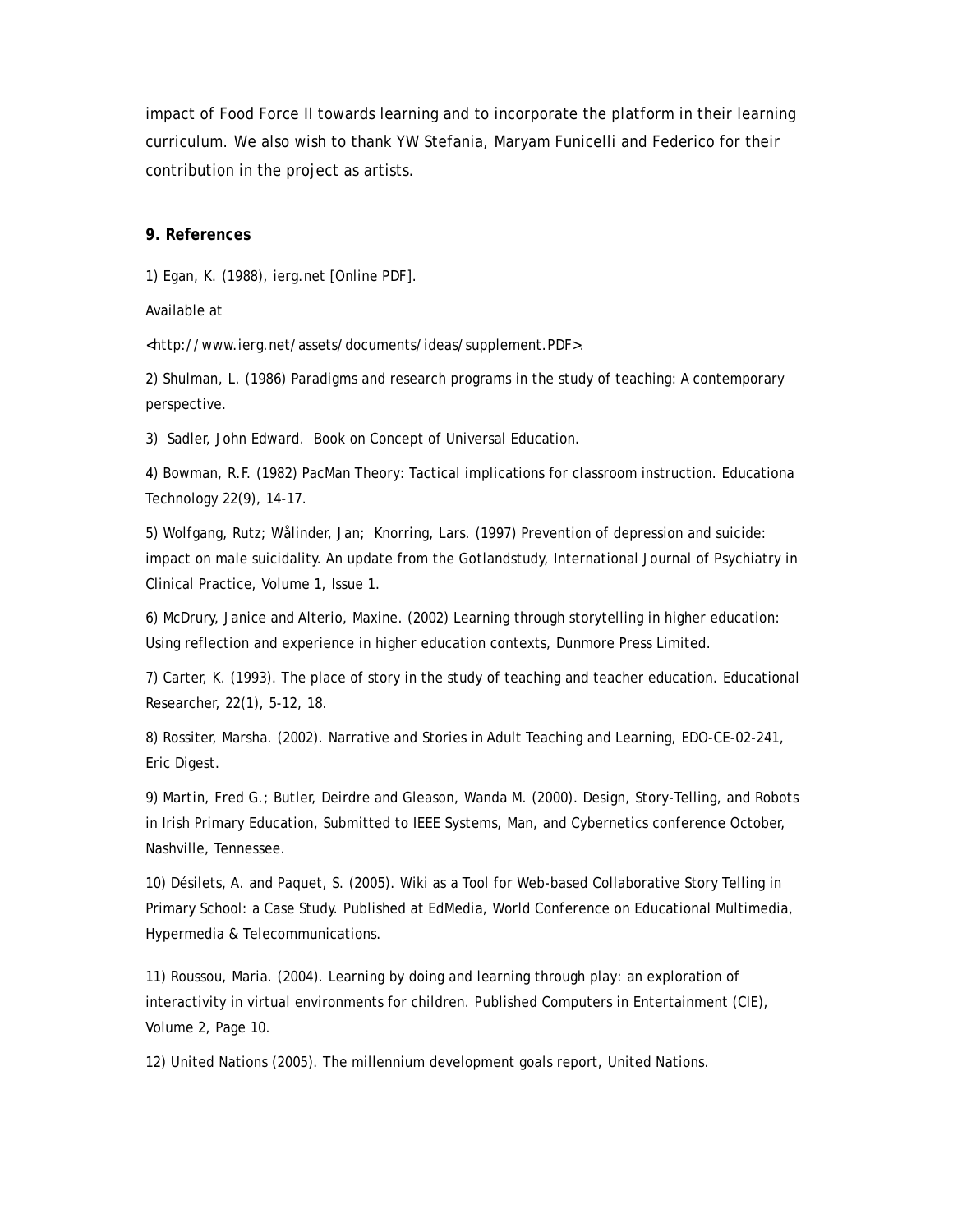impact of Food Force II towards learning and to incorporate the platform in their learning curriculum. We also wish to thank YW Stefania, Maryam Funicelli and Federico for their contribution in the project as artists.

### 9. References

1) Egan, K. (1988), ierg.net [Online PDF].

Available at

<http://www.ierg.net/assets/documents/ideas/supplement.PDF>.

2) Shulman, L. (1986) Paradigms and research programs in the study of teaching: A contemporary perspective.

3) Sadler, John Edward. Book on Concept of Universal Education.

4) Bowman, R.F. (1982) PacMan Theory: Tactical implications for classroom instruction. Educationa Technology 22(9), 14-17.

5) Wolfgang, Rutz; Wålinder, Jan; Knorring, Lars. (1997) Prevention of depression and suicide: impact on male suicidality. An update from the Gotlandstudy, International Journal of Psychiatry in Clinical Practice, Volume 1, Issue 1.

6) McDrury, Janice and Alterio, Maxine. (2002) Learning through storytelling in higher education: Using reflection and experience in higher education contexts, Dunmore Press Limited.

7) Carter, K. (1993). The place of story in the study of teaching and teacher education. Educational Researcher, 22(1), 5-12, 18.

8) Rossiter, Marsha. (2002). Narrative and Stories in Adult Teaching and Learning, EDO-CE-02-241, Eric Digest.

9) Martin, Fred G.; Butler, Deirdre and Gleason, Wanda M. (2000). Design, Story-Telling, and Robots in Irish Primary Education, Submitted to IEEE Systems, Man, and Cybernetics conference October, Nashville, Tennessee.

10) Désilets, A. and Paquet, S. (2005). Wiki as a Tool for Web-based Collaborative Story Telling in Primary School: a Case Study. Published at EdMedia, World Conference on Educational Multimedia, Hypermedia & Telecommunications.

11) Roussou, Maria. (2004). Learning by doing and learning through play: an exploration of interactivity in virtual environments for children. Published Computers in Entertainment (CIE), Volume 2, Page 10.

12) United Nations (2005). The millennium development goals report, United Nations.